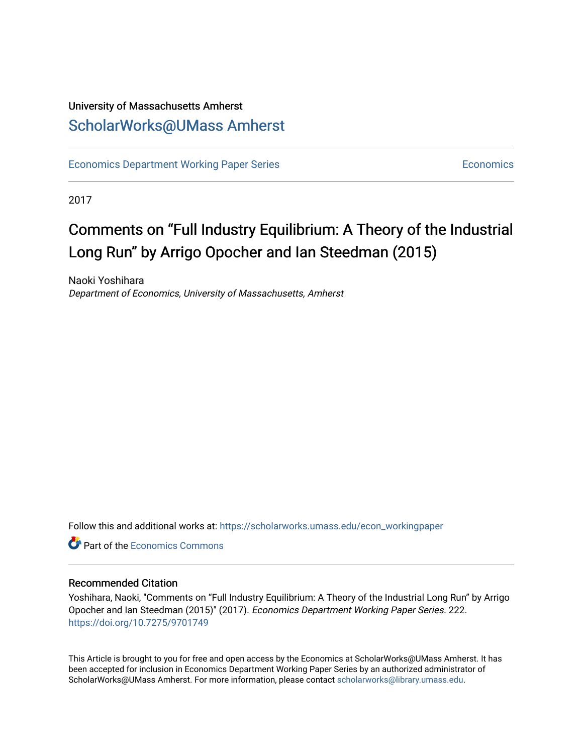University of Massachusetts Amherst

# ScholarWorks@UMass Amherst

Economics Department Working Paper Series | Economics

2017

# Comments on "Full Industry Equilibrium: A Theory of the Industrial Long Run" by Arrigo Opocher and Ian Steedman (2015)

Naoki Yoshihara
*Department of Economics, University of Massachusetts, Amherst*

Follow this and additional works at: https://scholarworks.umass.edu/econ_workingpaper

Part of the Economics Commons

## Recommended Citation

Yoshihara, Naoki, "Comments on "Full Industry Equilibrium: A Theory of the Industrial Long Run" by Arrigo Opocher and Ian Steedman (2015)" (2017). *Economics Department Working Paper Series*. 222.
https://doi.org/10.7275/9701749

This Article is brought to you for free and open access by the Economics at ScholarWorks@UMass Amherst. It has been accepted for inclusion in Economics Department Working Paper Series by an authorized administrator of ScholarWorks@UMass Amherst. For more information, please contact scholarworks@library.umass.edu.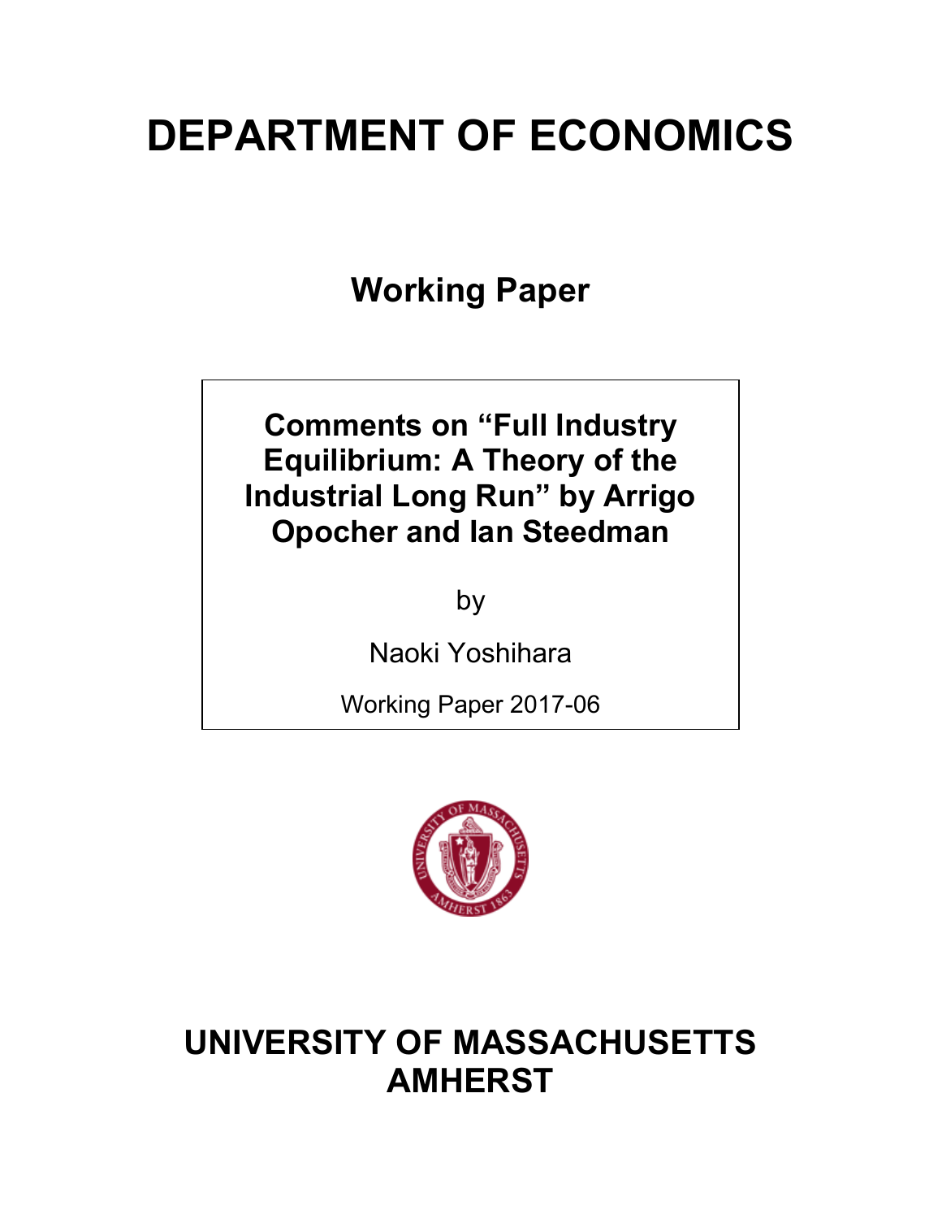# DEPARTMENT OF ECONOMICS

## Working Paper

**Comments on "Full Industry Equilibrium: A Theory of the Industrial Long Run" by Arrigo Opocher and Ian Steedman**

by

Naoki Yoshihara

Working Paper 2017-06

# UNIVERSITY OF MASSACHUSETTS AMHERST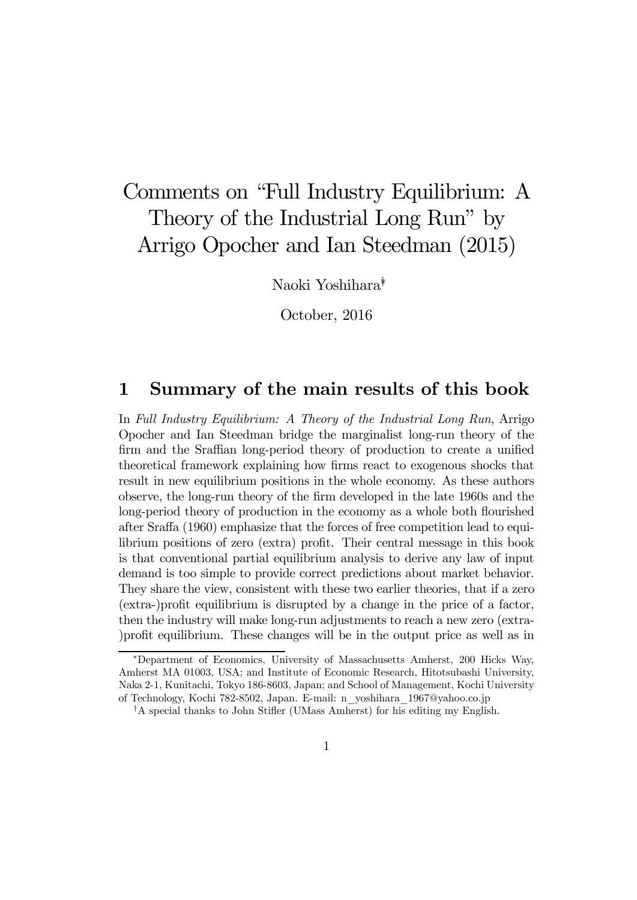# Comments on "Full Industry Equilibrium: A Theory of the Industrial Long Run" by Arrigo Opocher and Ian Steedman (2015)

Naoki Yoshihara[*][†]

October, 2016

## 1 Summary of the main results of this book

In *Full Industry Equilibrium: A Theory of the Industrial Long Run*, Arrigo Opocher and Ian Steedman bridge the marginalist long-run theory of the firm and the Sraffian long-period theory of production to create a unified theoretical framework explaining how firms react to exogenous shocks that result in new equilibrium positions in the whole economy. As these authors observe, the long-run theory of the firm developed in the late 1960s and the long-period theory of production in the economy as a whole both flourished after Sraffa (1960) emphasize that the forces of free competition lead to equilibrium positions of zero (extra) profit. Their central message in this book is that conventional partial equilibrium analysis to derive any law of input demand is too simple to provide correct predictions about market behavior. They share the view, consistent with these two earlier theories, that if a zero (extra-)profit equilibrium is disrupted by a change in the price of a factor, then the industry will make long-run adjustments to reach a new zero (extra-)profit equilibrium. These changes will be in the output price as well as in

---

[*] Department of Economics, University of Massachusetts Amherst, 200 Hicks Way, Amherst MA 01003, USA; and Institute of Economic Research, Hitotsubashi University, Naka 2-1, Kunitachi, Tokyo 186-8603, Japan; and School of Management, Kochi University of Technology, Kochi 782-8502, Japan. E-mail: n_yoshihara_1967@yahoo.co.jp

[†] A special thanks to John Stifler (UMass Amherst) for his editing my English.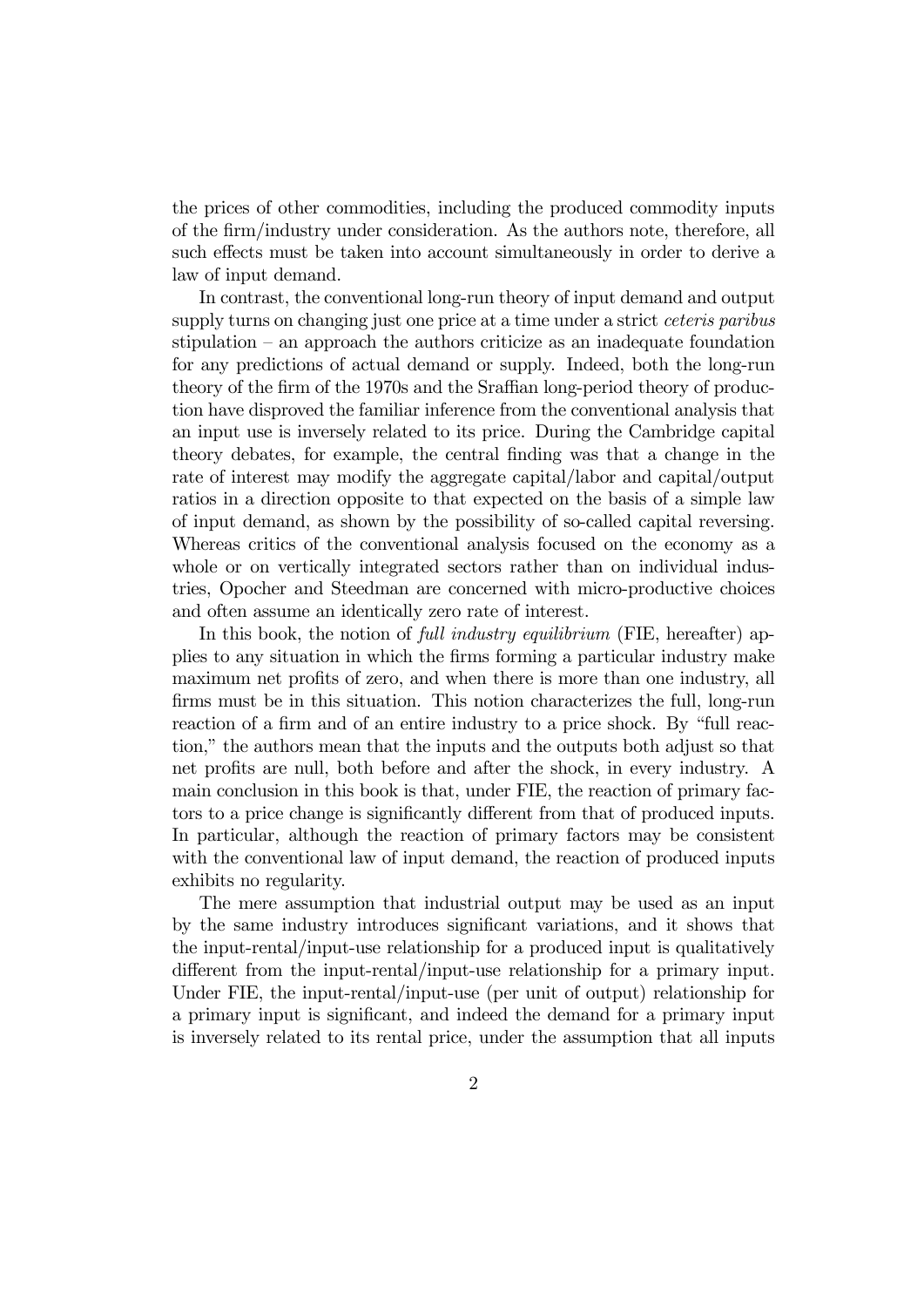the prices of other commodities, including the produced commodity inputs of the firm/industry under consideration. As the authors note, therefore, all such effects must be taken into account simultaneously in order to derive a law of input demand.

In contrast, the conventional long-run theory of input demand and output supply turns on changing just one price at a time under a strict *ceteris paribus* stipulation – an approach the authors criticize as an inadequate foundation for any predictions of actual demand or supply. Indeed, both the long-run theory of the firm of the 1970s and the Sraffian long-period theory of production have disproved the familiar inference from the conventional analysis that an input use is inversely related to its price. During the Cambridge capital theory debates, for example, the central finding was that a change in the rate of interest may modify the aggregate capital/labor and capital/output ratios in a direction opposite to that expected on the basis of a simple law of input demand, as shown by the possibility of so-called capital reversing. Whereas critics of the conventional analysis focused on the economy as a whole or on vertically integrated sectors rather than on individual industries, Opocher and Steedman are concerned with micro-productive choices and often assume an identically zero rate of interest.

In this book, the notion of *full industry equilibrium* (FIE, hereafter) applies to any situation in which the firms forming a particular industry make maximum net profits of zero, and when there is more than one industry, all firms must be in this situation. This notion characterizes the full, long-run reaction of a firm and of an entire industry to a price shock. By "full reaction," the authors mean that the inputs and the outputs both adjust so that net profits are null, both before and after the shock, in every industry. A main conclusion in this book is that, under FIE, the reaction of primary factors to a price change is significantly different from that of produced inputs. In particular, although the reaction of primary factors may be consistent with the conventional law of input demand, the reaction of produced inputs exhibits no regularity.

The mere assumption that industrial output may be used as an input by the same industry introduces significant variations, and it shows that the input-rental/input-use relationship for a produced input is qualitatively different from the input-rental/input-use relationship for a primary input. Under FIE, the input-rental/input-use (per unit of output) relationship for a primary input is significant, and indeed the demand for a primary input is inversely related to its rental price, under the assumption that all inputs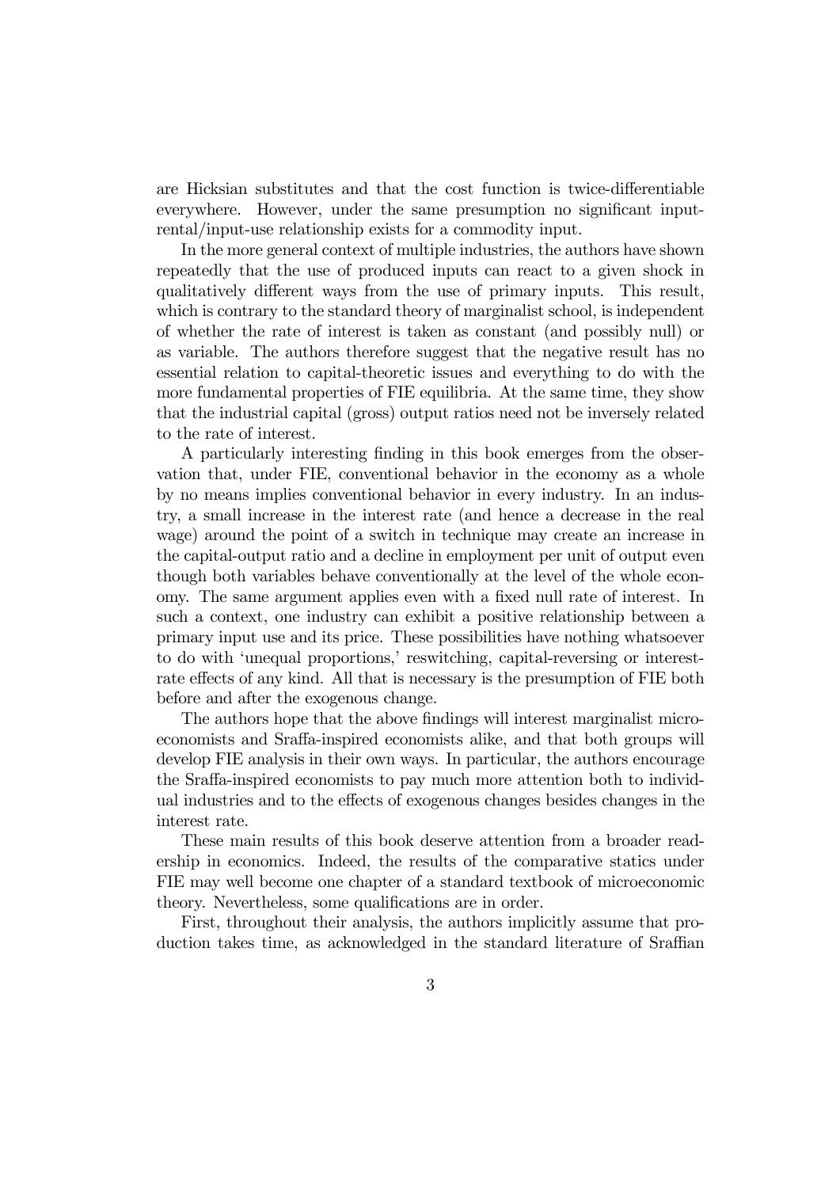are Hicksian substitutes and that the cost function is twice-differentiable everywhere. However, under the same presumption no significant input-rental/input-use relationship exists for a commodity input.

In the more general context of multiple industries, the authors have shown repeatedly that the use of produced inputs can react to a given shock in qualitatively different ways from the use of primary inputs. This result, which is contrary to the standard theory of marginalist school, is independent of whether the rate of interest is taken as constant (and possibly null) or as variable. The authors therefore suggest that the negative result has no essential relation to capital-theoretic issues and everything to do with the more fundamental properties of FIE equilibria. At the same time, they show that the industrial capital (gross) output ratios need not be inversely related to the rate of interest.

A particularly interesting finding in this book emerges from the observation that, under FIE, conventional behavior in the economy as a whole by no means implies conventional behavior in every industry. In an industry, a small increase in the interest rate (and hence a decrease in the real wage) around the point of a switch in technique may create an increase in the capital-output ratio and a decline in employment per unit of output even though both variables behave conventionally at the level of the whole economy. The same argument applies even with a fixed null rate of interest. In such a context, one industry can exhibit a positive relationship between a primary input use and its price. These possibilities have nothing whatsoever to do with 'unequal proportions,' reswitching, capital-reversing or interest-rate effects of any kind. All that is necessary is the presumption of FIE both before and after the exogenous change.

The authors hope that the above findings will interest marginalist microeconomists and Sraffa-inspired economists alike, and that both groups will develop FIE analysis in their own ways. In particular, the authors encourage the Sraffa-inspired economists to pay much more attention both to individual industries and to the effects of exogenous changes besides changes in the interest rate.

These main results of this book deserve attention from a broader readership in economics. Indeed, the results of the comparative statics under FIE may well become one chapter of a standard textbook of microeconomic theory. Nevertheless, some qualifications are in order.

First, throughout their analysis, the authors implicitly assume that production takes time, as acknowledged in the standard literature of Sraffian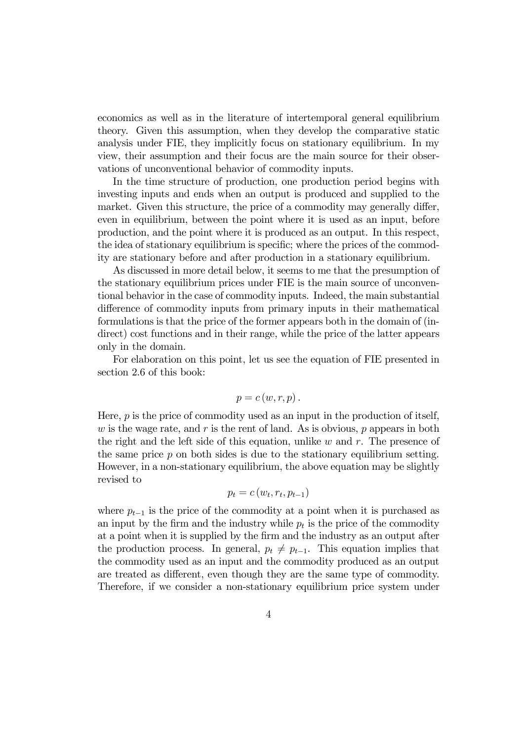economics as well as in the literature of intertemporal general equilibrium theory. Given this assumption, when they develop the comparative static analysis under FIE, they implicitly focus on stationary equilibrium. In my view, their assumption and their focus are the main source for their observations of unconventional behavior of commodity inputs.

In the time structure of production, one production period begins with investing inputs and ends when an output is produced and supplied to the market. Given this structure, the price of a commodity may generally differ, even in equilibrium, between the point where it is used as an input, before production, and the point where it is produced as an output. In this respect, the idea of stationary equilibrium is specific; where the prices of the commodity are stationary before and after production in a stationary equilibrium.

As discussed in more detail below, it seems to me that the presumption of the stationary equilibrium prices under FIE is the main source of unconventional behavior in the case of commodity inputs. Indeed, the main substantial difference of commodity inputs from primary inputs in their mathematical formulations is that the price of the former appears both in the domain of (indirect) cost functions and in their range, while the price of the latter appears only in the domain.

For elaboration on this point, let us see the equation of FIE presented in section 2.6 of this book:

$$p = c(w, r, p).$$

Here, $p$ is the price of commodity used as an input in the production of itself, $w$ is the wage rate, and $r$ is the rent of land. As is obvious, $p$ appears in both the right and the left side of this equation, unlike $w$ and $r$. The presence of the same price $p$ on both sides is due to the stationary equilibrium setting. However, in a non-stationary equilibrium, the above equation may be slightly revised to

$$p_t = c(w_t, r_t, p_{t-1})$$

where $p_{t-1}$ is the price of the commodity at a point when it is purchased as an input by the firm and the industry while $p_t$ is the price of the commodity at a point when it is supplied by the firm and the industry as an output after the production process. In general, $p_t \neq p_{t-1}$. This equation implies that the commodity used as an input and the commodity produced as an output are treated as different, even though they are the same type of commodity. Therefore, if we consider a non-stationary equilibrium price system under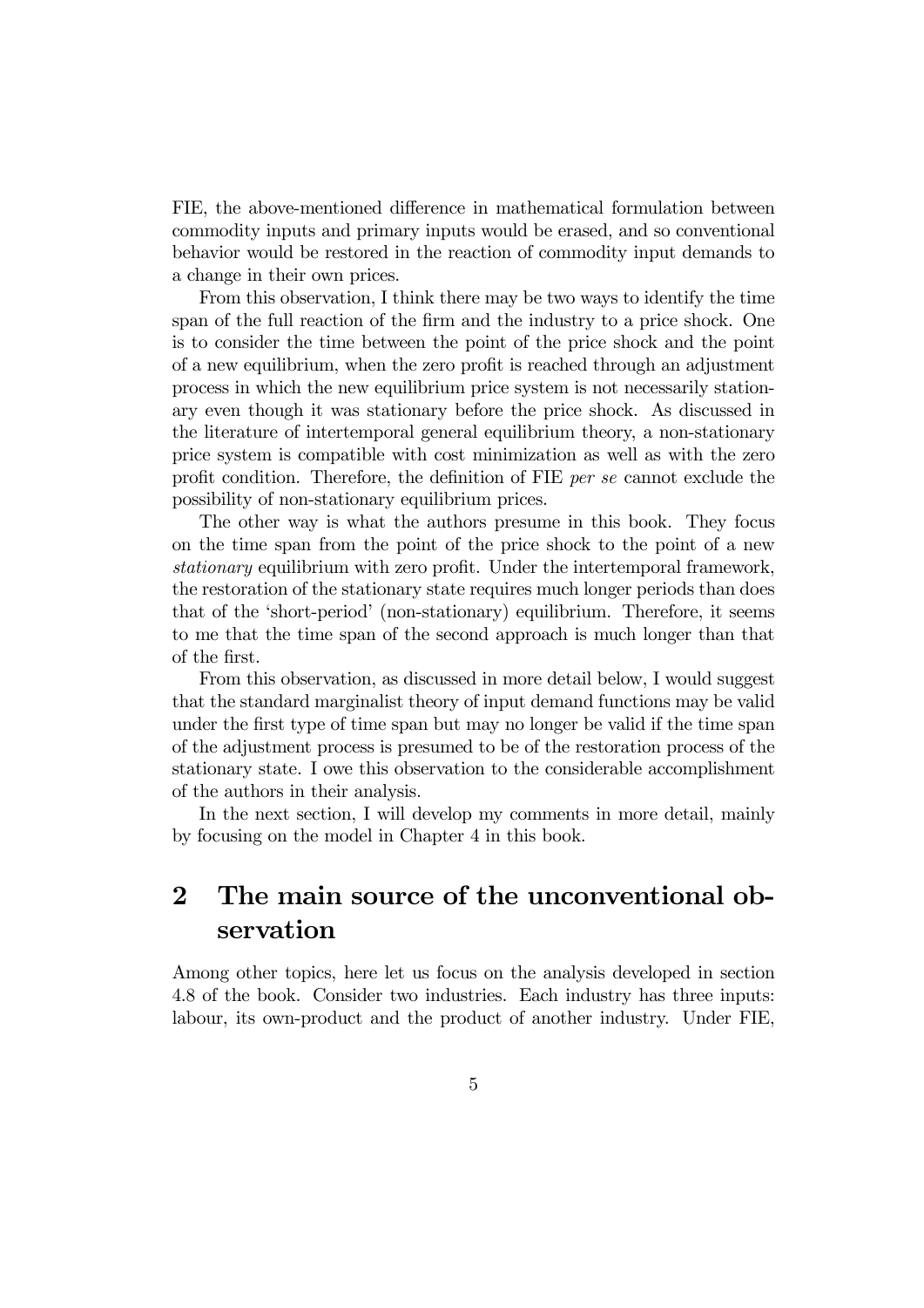FIE, the above-mentioned difference in mathematical formulation between commodity inputs and primary inputs would be erased, and so conventional behavior would be restored in the reaction of commodity input demands to a change in their own prices.

From this observation, I think there may be two ways to identify the time span of the full reaction of the firm and the industry to a price shock. One is to consider the time between the point of the price shock and the point of a new equilibrium, when the zero profit is reached through an adjustment process in which the new equilibrium price system is not necessarily stationary even though it was stationary before the price shock. As discussed in the literature of intertemporal general equilibrium theory, a non-stationary price system is compatible with cost minimization as well as with the zero profit condition. Therefore, the definition of FIE *per se* cannot exclude the possibility of non-stationary equilibrium prices.

The other way is what the authors presume in this book. They focus on the time span from the point of the price shock to the point of a new *stationary* equilibrium with zero profit. Under the intertemporal framework, the restoration of the stationary state requires much longer periods than does that of the 'short-period' (non-stationary) equilibrium. Therefore, it seems to me that the time span of the second approach is much longer than that of the first.

From this observation, as discussed in more detail below, I would suggest that the standard marginalist theory of input demand functions may be valid under the first type of time span but may no longer be valid if the time span of the adjustment process is presumed to be of the restoration process of the stationary state. I owe this observation to the considerable accomplishment of the authors in their analysis.

In the next section, I will develop my comments in more detail, mainly by focusing on the model in Chapter 4 in this book.

## 2 The main source of the unconventional observation

Among other topics, here let us focus on the analysis developed in section 4.8 of the book. Consider two industries. Each industry has three inputs: labour, its own-product and the product of another industry. Under FIE,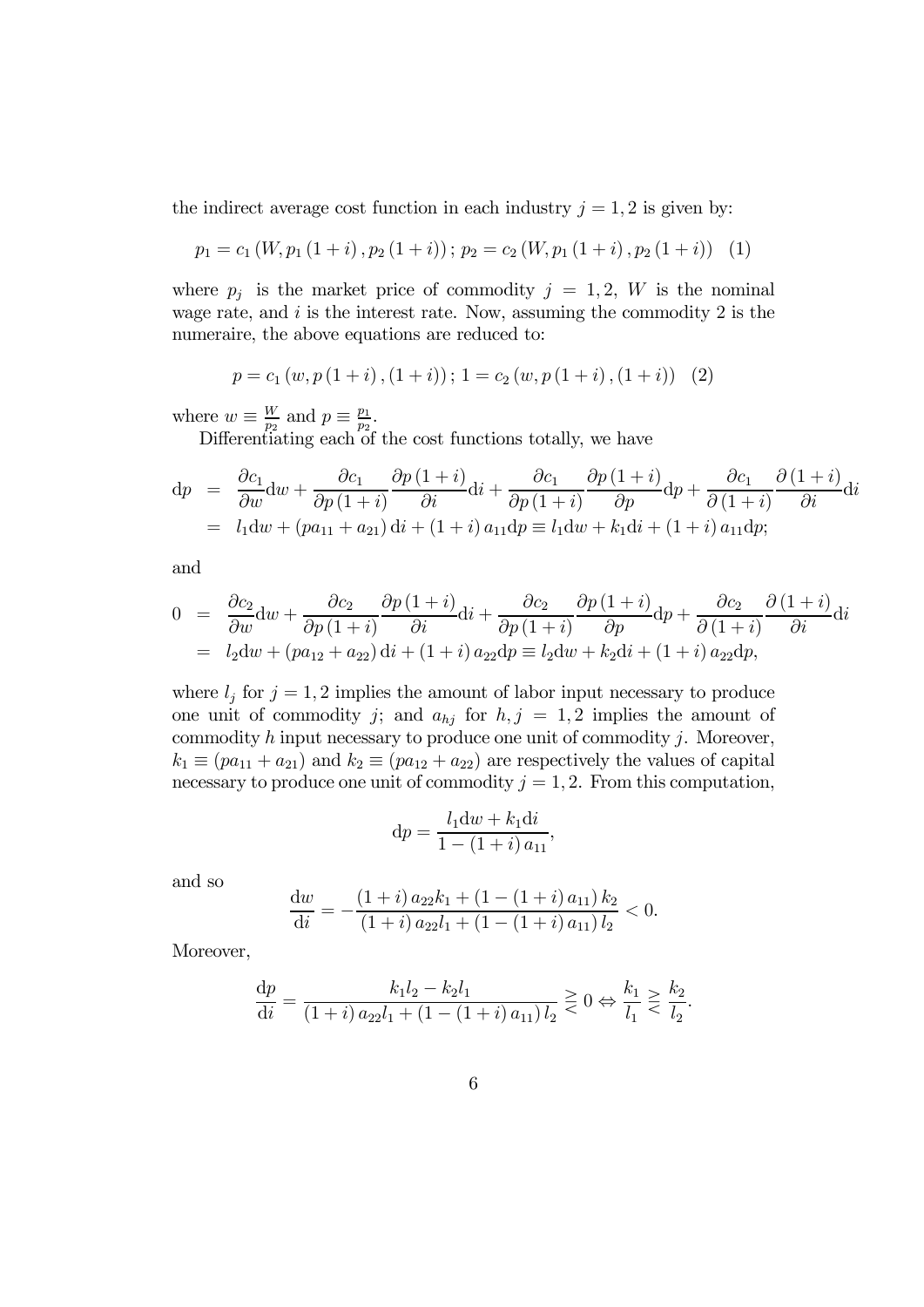the indirect average cost function in each industry $j = 1, 2$ is given by:

$$p_1 = c_1 (W, p_1 (1 + i), p_2 (1 + i)) ; \; p_2 = c_2 (W, p_1 (1 + i), p_2 (1 + i)) \quad (1)$$

where $p_j$ is the market price of commodity $j = 1, 2$, $W$ is the nominal wage rate, and $i$ is the interest rate. Now, assuming the commodity 2 is the numeraire, the above equations are reduced to:

$$p = c_1 (w, p (1 + i), (1 + i)) ; \; 1 = c_2 (w, p (1 + i), (1 + i)) \quad (2)$$

where $w \equiv \frac{W}{p_2}$ and $p \equiv \frac{p_1}{p_2}$.

Differentiating each of the cost functions totally, we have

$$\begin{aligned} \mathrm{d}p &= \frac{\partial c_1}{\partial w}\mathrm{d}w + \frac{\partial c_1}{\partial p(1+i)}\frac{\partial p(1+i)}{\partial i}\mathrm{d}i + \frac{\partial c_1}{\partial p(1+i)}\frac{\partial p(1+i)}{\partial p}\mathrm{d}p + \frac{\partial c_1}{\partial (1+i)}\frac{\partial (1+i)}{\partial i}\mathrm{d}i \\ &= l_1 \mathrm{d}w + (pa_{11} + a_{21})\,\mathrm{d}i + (1+i)\,a_{11}\mathrm{d}p \equiv l_1 \mathrm{d}w + k_1 \mathrm{d}i + (1+i)\,a_{11}\mathrm{d}p; \end{aligned}$$

and

$$\begin{aligned} 0 &= \frac{\partial c_2}{\partial w}\mathrm{d}w + \frac{\partial c_2}{\partial p(1+i)}\frac{\partial p(1+i)}{\partial i}\mathrm{d}i + \frac{\partial c_2}{\partial p(1+i)}\frac{\partial p(1+i)}{\partial p}\mathrm{d}p + \frac{\partial c_2}{\partial (1+i)}\frac{\partial (1+i)}{\partial i}\mathrm{d}i \\ &= l_2 \mathrm{d}w + (pa_{12} + a_{22})\,\mathrm{d}i + (1+i)\,a_{22}\mathrm{d}p \equiv l_2 \mathrm{d}w + k_2 \mathrm{d}i + (1+i)\,a_{22}\mathrm{d}p, \end{aligned}$$

where $l_j$ for $j = 1, 2$ implies the amount of labor input necessary to produce one unit of commodity $j$; and $a_{hj}$ for $h, j = 1, 2$ implies the amount of commodity $h$ input necessary to produce one unit of commodity $j$. Moreover, $k_1 \equiv (pa_{11} + a_{21})$ and $k_2 \equiv (pa_{12} + a_{22})$ are respectively the values of capital necessary to produce one unit of commodity $j = 1, 2$. From this computation,

$$\mathrm{d}p = \frac{l_1 \mathrm{d}w + k_1 \mathrm{d}i}{1 - (1+i)\,a_{11}},$$

and so

$$\frac{\mathrm{d}w}{\mathrm{d}i} = -\frac{(1+i)\,a_{22}k_1 + (1 - (1+i)\,a_{11})\,k_2}{(1+i)\,a_{22}l_1 + (1 - (1+i)\,a_{11})\,l_2} < 0.$$

Moreover,

$$\frac{\mathrm{d}p}{\mathrm{d}i} = \frac{k_1 l_2 - k_2 l_1}{(1+i)\,a_{22}l_1 + (1 - (1+i)\,a_{11})\,l_2} \gtreqless 0 \Leftrightarrow \frac{k_1}{l_1} \gtreqless \frac{k_2}{l_2}.$$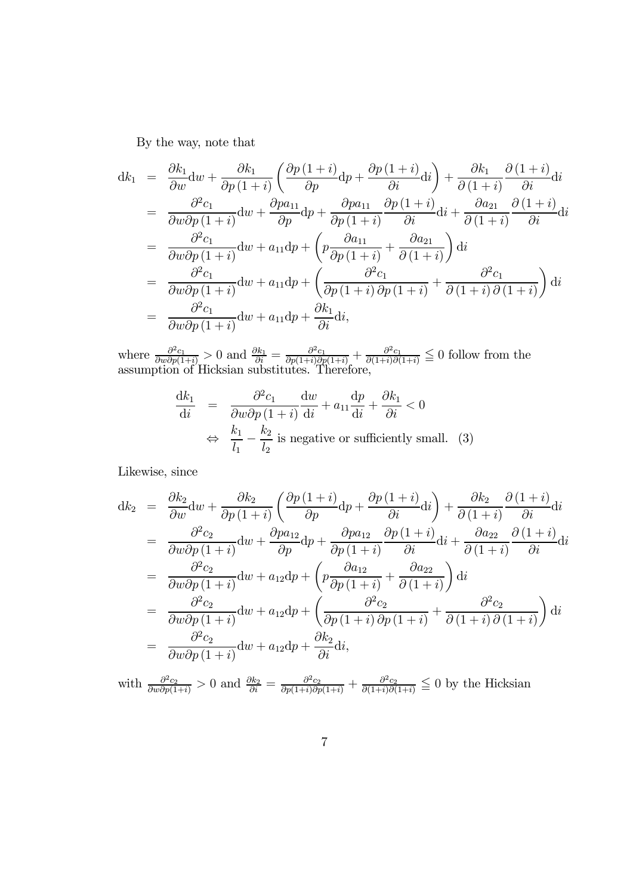By the way, note that

$$
\begin{aligned}
\mathrm{d}k_1 &= \frac{\partial k_1}{\partial w}\mathrm{d}w + \frac{\partial k_1}{\partial p(1+i)}\left(\frac{\partial p(1+i)}{\partial p}\mathrm{d}p + \frac{\partial p(1+i)}{\partial i}\mathrm{d}i\right) + \frac{\partial k_1}{\partial (1+i)}\frac{\partial (1+i)}{\partial i}\mathrm{d}i \\
&= \frac{\partial^2 c_1}{\partial w \partial p(1+i)}\mathrm{d}w + \frac{\partial p a_{11}}{\partial p}\mathrm{d}p + \frac{\partial p a_{11}}{\partial p(1+i)}\frac{\partial p(1+i)}{\partial i}\mathrm{d}i + \frac{\partial a_{21}}{\partial (1+i)}\frac{\partial (1+i)}{\partial i}\mathrm{d}i \\
&= \frac{\partial^2 c_1}{\partial w \partial p(1+i)}\mathrm{d}w + a_{11}\mathrm{d}p + \left(p\frac{\partial a_{11}}{\partial p(1+i)} + \frac{\partial a_{21}}{\partial (1+i)}\right)\mathrm{d}i \\
&= \frac{\partial^2 c_1}{\partial w \partial p(1+i)}\mathrm{d}w + a_{11}\mathrm{d}p + \left(\frac{\partial^2 c_1}{\partial p(1+i)\partial p(1+i)} + \frac{\partial^2 c_1}{\partial (1+i)\partial (1+i)}\right)\mathrm{d}i \\
&= \frac{\partial^2 c_1}{\partial w \partial p(1+i)}\mathrm{d}w + a_{11}\mathrm{d}p + \frac{\partial k_1}{\partial i}\mathrm{d}i,
\end{aligned}
$$

where $\frac{\partial^2 c_1}{\partial w \partial p(1+i)} > 0$ and $\frac{\partial k_1}{\partial i} = \frac{\partial^2 c_1}{\partial p(1+i)\partial p(1+i)} + \frac{\partial^2 c_1}{\partial (1+i)\partial (1+i)} \leqq 0$ follow from the assumption of Hicksian substitutes. Therefore,

$$
\begin{aligned}
\frac{\mathrm{d}k_1}{\mathrm{d}i} &= \frac{\partial^2 c_1}{\partial w \partial p(1+i)}\frac{\mathrm{d}w}{\mathrm{d}i} + a_{11}\frac{\mathrm{d}p}{\mathrm{d}i} + \frac{\partial k_1}{\partial i} < 0 \\
&\Leftrightarrow \frac{k_1}{l_1} - \frac{k_2}{l_2} \text{ is negative or sufficiently small.} \quad (3)
\end{aligned}
$$

Likewise, since

$$
\begin{aligned}
\mathrm{d}k_2 &= \frac{\partial k_2}{\partial w}\mathrm{d}w + \frac{\partial k_2}{\partial p(1+i)}\left(\frac{\partial p(1+i)}{\partial p}\mathrm{d}p + \frac{\partial p(1+i)}{\partial i}\mathrm{d}i\right) + \frac{\partial k_2}{\partial (1+i)}\frac{\partial (1+i)}{\partial i}\mathrm{d}i \\
&= \frac{\partial^2 c_2}{\partial w \partial p(1+i)}\mathrm{d}w + \frac{\partial p a_{12}}{\partial p}\mathrm{d}p + \frac{\partial p a_{12}}{\partial p(1+i)}\frac{\partial p(1+i)}{\partial i}\mathrm{d}i + \frac{\partial a_{22}}{\partial (1+i)}\frac{\partial (1+i)}{\partial i}\mathrm{d}i \\
&= \frac{\partial^2 c_2}{\partial w \partial p(1+i)}\mathrm{d}w + a_{12}\mathrm{d}p + \left(p\frac{\partial a_{12}}{\partial p(1+i)} + \frac{\partial a_{22}}{\partial (1+i)}\right)\mathrm{d}i \\
&= \frac{\partial^2 c_2}{\partial w \partial p(1+i)}\mathrm{d}w + a_{12}\mathrm{d}p + \left(\frac{\partial^2 c_2}{\partial p(1+i)\partial p(1+i)} + \frac{\partial^2 c_2}{\partial (1+i)\partial (1+i)}\right)\mathrm{d}i \\
&= \frac{\partial^2 c_2}{\partial w \partial p(1+i)}\mathrm{d}w + a_{12}\mathrm{d}p + \frac{\partial k_2}{\partial i}\mathrm{d}i,
\end{aligned}
$$

with $\frac{\partial^2 c_2}{\partial w \partial p(1+i)} > 0$ and $\frac{\partial k_2}{\partial i} = \frac{\partial^2 c_2}{\partial p(1+i)\partial p(1+i)} + \frac{\partial^2 c_2}{\partial (1+i)\partial (1+i)} \leqq 0$ by the Hicksian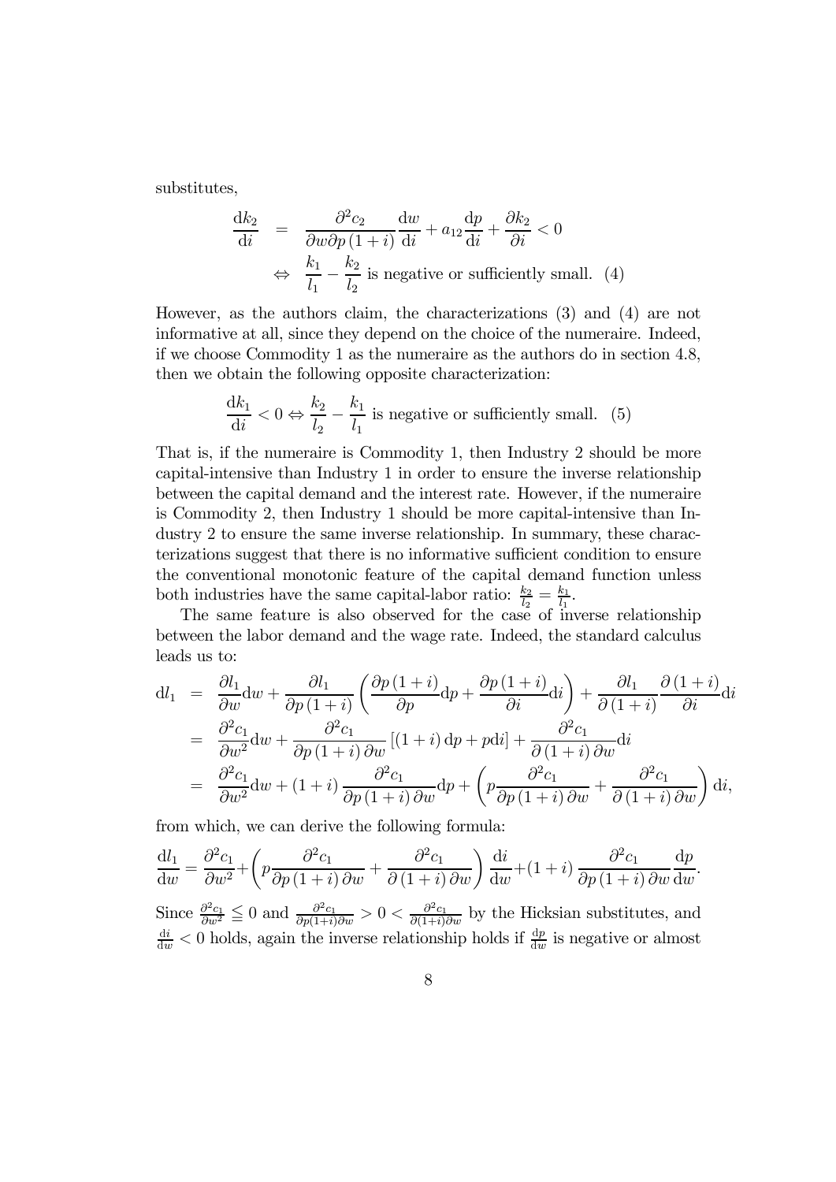substitutes,

$$
\begin{aligned}
\frac{\mathrm{d}k_2}{\mathrm{d}i} &= \frac{\partial^2 c_2}{\partial w \partial p\,(1+i)}\frac{\mathrm{d}w}{\mathrm{d}i} + a_{12}\frac{\mathrm{d}p}{\mathrm{d}i} + \frac{\partial k_2}{\partial i} < 0 \\
&\Leftrightarrow \ \frac{k_1}{l_1} - \frac{k_2}{l_2} \text{ is negative or sufficiently small.} \quad (4)
\end{aligned}
$$

However, as the authors claim, the characterizations (3) and (4) are not informative at all, since they depend on the choice of the numeraire. Indeed, if we choose Commodity 1 as the numeraire as the authors do in section 4.8, then we obtain the following opposite characterization:

$$
\frac{\mathrm{d}k_1}{\mathrm{d}i} < 0 \Leftrightarrow \frac{k_2}{l_2} - \frac{k_1}{l_1} \text{ is negative or sufficiently small.} \quad (5)
$$

That is, if the numeraire is Commodity 1, then Industry 2 should be more capital-intensive than Industry 1 in order to ensure the inverse relationship between the capital demand and the interest rate. However, if the numeraire is Commodity 2, then Industry 1 should be more capital-intensive than Industry 2 to ensure the same inverse relationship. In summary, these characterizations suggest that there is no informative sufficient condition to ensure the conventional monotonic feature of the capital demand function unless both industries have the same capital-labor ratio: $\frac{k_2}{l_2} = \frac{k_1}{l_1}$.

The same feature is also observed for the case of inverse relationship between the labor demand and the wage rate. Indeed, the standard calculus leads us to:

$$
\begin{aligned}
\mathrm{d}l_1 &= \frac{\partial l_1}{\partial w}\mathrm{d}w + \frac{\partial l_1}{\partial p\,(1+i)}\left(\frac{\partial p\,(1+i)}{\partial p}\mathrm{d}p + \frac{\partial p\,(1+i)}{\partial i}\mathrm{d}i\right) + \frac{\partial l_1}{\partial\,(1+i)}\frac{\partial\,(1+i)}{\partial i}\mathrm{d}i \\
&= \frac{\partial^2 c_1}{\partial w^2}\mathrm{d}w + \frac{\partial^2 c_1}{\partial p\,(1+i)\,\partial w}\left[(1+i)\,\mathrm{d}p + p\mathrm{d}i\right] + \frac{\partial^2 c_1}{\partial\,(1+i)\,\partial w}\mathrm{d}i \\
&= \frac{\partial^2 c_1}{\partial w^2}\mathrm{d}w + (1+i)\,\frac{\partial^2 c_1}{\partial p\,(1+i)\,\partial w}\mathrm{d}p + \left(p\frac{\partial^2 c_1}{\partial p\,(1+i)\,\partial w} + \frac{\partial^2 c_1}{\partial\,(1+i)\,\partial w}\right)\mathrm{d}i,
\end{aligned}
$$

from which, we can derive the following formula:

$$
\frac{\mathrm{d}l_1}{\mathrm{d}w} = \frac{\partial^2 c_1}{\partial w^2} + \left(p\frac{\partial^2 c_1}{\partial p\,(1+i)\,\partial w} + \frac{\partial^2 c_1}{\partial\,(1+i)\,\partial w}\right)\frac{\mathrm{d}i}{\mathrm{d}w} + (1+i)\,\frac{\partial^2 c_1}{\partial p\,(1+i)\,\partial w}\frac{\mathrm{d}p}{\mathrm{d}w}.
$$

Since $\frac{\partial^2 c_1}{\partial w^2} \leqq 0$ and $\frac{\partial^2 c_1}{\partial p(1+i)\partial w} > 0 < \frac{\partial^2 c_1}{\partial(1+i)\partial w}$ by the Hicksian substitutes, and $\frac{\mathrm{d}i}{\mathrm{d}w} < 0$ holds, again the inverse relationship holds if $\frac{\mathrm{d}p}{\mathrm{d}w}$ is negative or almost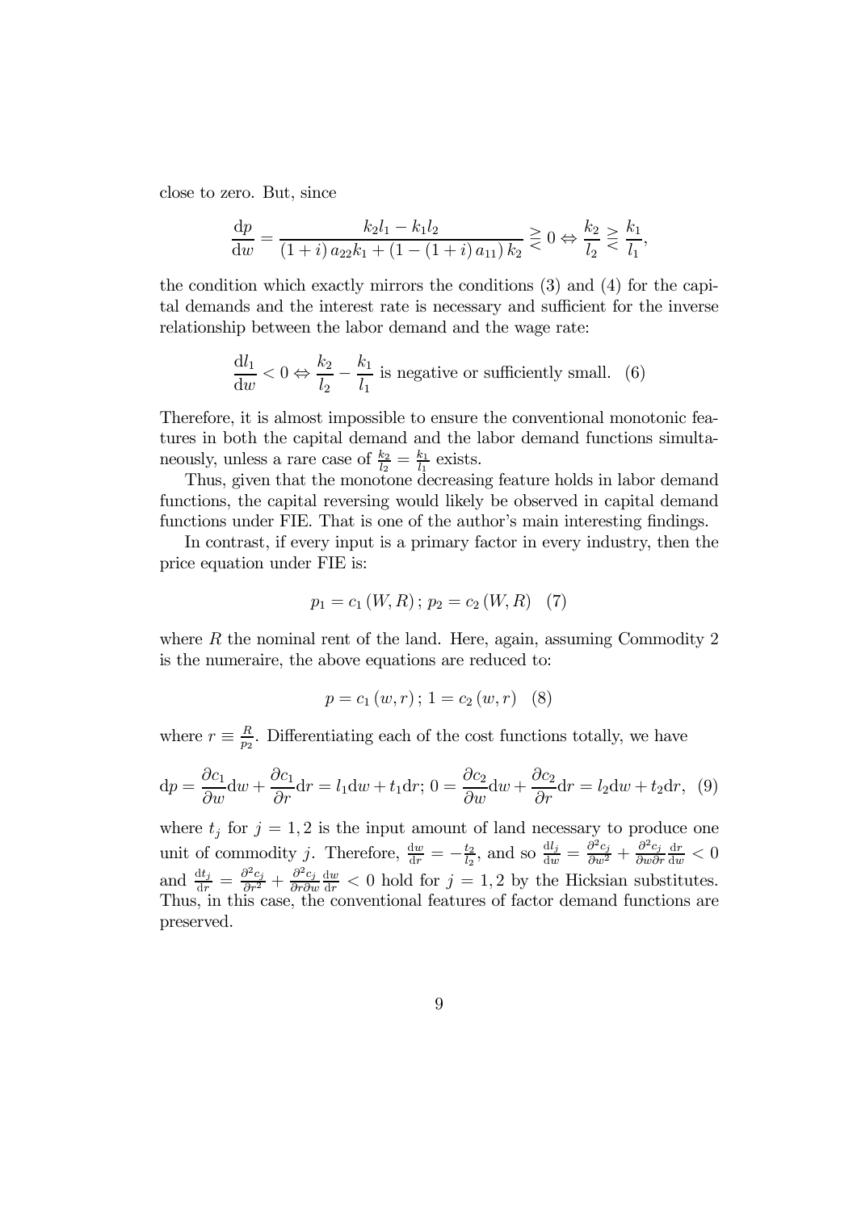close to zero. But, since

$$\frac{\mathrm{d}p}{\mathrm{d}w} = \frac{k_2 l_1 - k_1 l_2}{(1+i)\, a_{22} k_1 + (1-(1+i)\, a_{11})\, k_2} \gtreqless 0 \Leftrightarrow \frac{k_2}{l_2} \gtreqless \frac{k_1}{l_1},$$

the condition which exactly mirrors the conditions (3) and (4) for the capital demands and the interest rate is necessary and sufficient for the inverse relationship between the labor demand and the wage rate:

$$\frac{\mathrm{d}l_1}{\mathrm{d}w} < 0 \Leftrightarrow \frac{k_2}{l_2} - \frac{k_1}{l_1} \text{ is negative or sufficiently small.} \quad (6)$$

Therefore, it is almost impossible to ensure the conventional monotonic features in both the capital demand and the labor demand functions simultaneously, unless a rare case of $\frac{k_2}{l_2} = \frac{k_1}{l_1}$ exists.

Thus, given that the monotone decreasing feature holds in labor demand functions, the capital reversing would likely be observed in capital demand functions under FIE. That is one of the author's main interesting findings.

In contrast, if every input is a primary factor in every industry, then the price equation under FIE is:

$$p_1 = c_1(W, R)\,;\; p_2 = c_2(W, R) \quad (7)$$

where $R$ the nominal rent of the land. Here, again, assuming Commodity 2 is the numeraire, the above equations are reduced to:

$$p = c_1(w, r)\,;\; 1 = c_2(w, r) \quad (8)$$

where $r \equiv \frac{R}{p_2}$. Differentiating each of the cost functions totally, we have

$$\mathrm{d}p = \frac{\partial c_1}{\partial w}\mathrm{d}w + \frac{\partial c_1}{\partial r}\mathrm{d}r = l_1 \mathrm{d}w + t_1 \mathrm{d}r;\; 0 = \frac{\partial c_2}{\partial w}\mathrm{d}w + \frac{\partial c_2}{\partial r}\mathrm{d}r = l_2 \mathrm{d}w + t_2 \mathrm{d}r, \quad (9)$$

where $t_j$ for $j = 1, 2$ is the input amount of land necessary to produce one unit of commodity $j$. Therefore, $\frac{\mathrm{d}w}{\mathrm{d}r} = -\frac{t_2}{l_2}$, and so $\frac{\mathrm{d}l_j}{\mathrm{d}w} = \frac{\partial^2 c_j}{\partial w^2} + \frac{\partial^2 c_j}{\partial w \partial r}\frac{\mathrm{d}r}{\mathrm{d}w} < 0$ and $\frac{\mathrm{d}t_j}{\mathrm{d}r} = \frac{\partial^2 c_j}{\partial r^2} + \frac{\partial^2 c_j}{\partial r \partial w}\frac{\mathrm{d}w}{\mathrm{d}r} < 0$ hold for $j = 1, 2$ by the Hicksian substitutes. Thus, in this case, the conventional features of factor demand functions are preserved.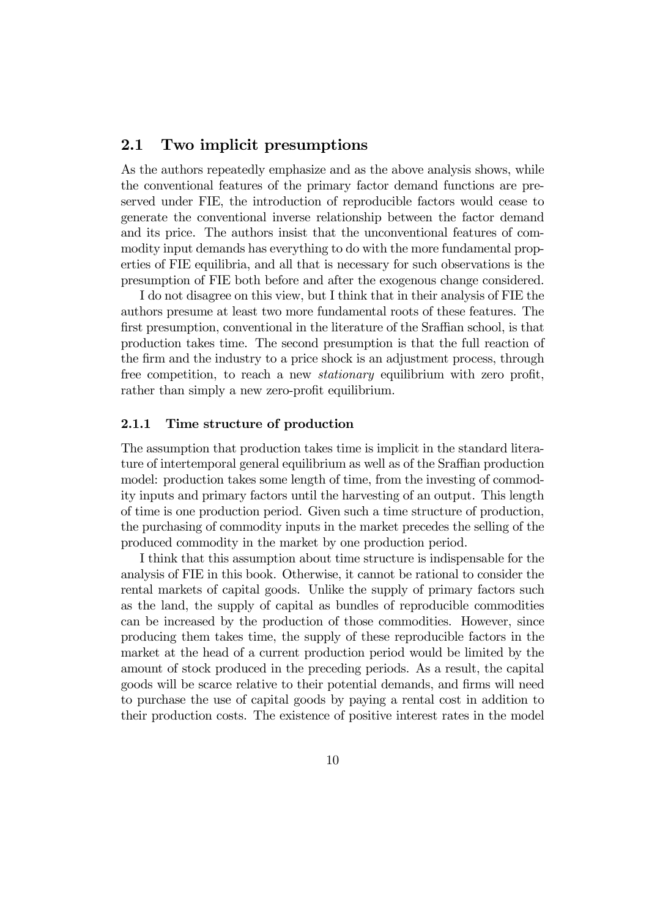## 2.1 Two implicit presumptions

As the authors repeatedly emphasize and as the above analysis shows, while the conventional features of the primary factor demand functions are preserved under FIE, the introduction of reproducible factors would cease to generate the conventional inverse relationship between the factor demand and its price. The authors insist that the unconventional features of commodity input demands has everything to do with the more fundamental properties of FIE equilibria, and all that is necessary for such observations is the presumption of FIE both before and after the exogenous change considered.

I do not disagree on this view, but I think that in their analysis of FIE the authors presume at least two more fundamental roots of these features. The first presumption, conventional in the literature of the Sraffian school, is that production takes time. The second presumption is that the full reaction of the firm and the industry to a price shock is an adjustment process, through free competition, to reach a new *stationary* equilibrium with zero profit, rather than simply a new zero-profit equilibrium.

### 2.1.1 Time structure of production

The assumption that production takes time is implicit in the standard literature of intertemporal general equilibrium as well as of the Sraffian production model: production takes some length of time, from the investing of commodity inputs and primary factors until the harvesting of an output. This length of time is one production period. Given such a time structure of production, the purchasing of commodity inputs in the market precedes the selling of the produced commodity in the market by one production period.

I think that this assumption about time structure is indispensable for the analysis of FIE in this book. Otherwise, it cannot be rational to consider the rental markets of capital goods. Unlike the supply of primary factors such as the land, the supply of capital as bundles of reproducible commodities can be increased by the production of those commodities. However, since producing them takes time, the supply of these reproducible factors in the market at the head of a current production period would be limited by the amount of stock produced in the preceding periods. As a result, the capital goods will be scarce relative to their potential demands, and firms will need to purchase the use of capital goods by paying a rental cost in addition to their production costs. The existence of positive interest rates in the model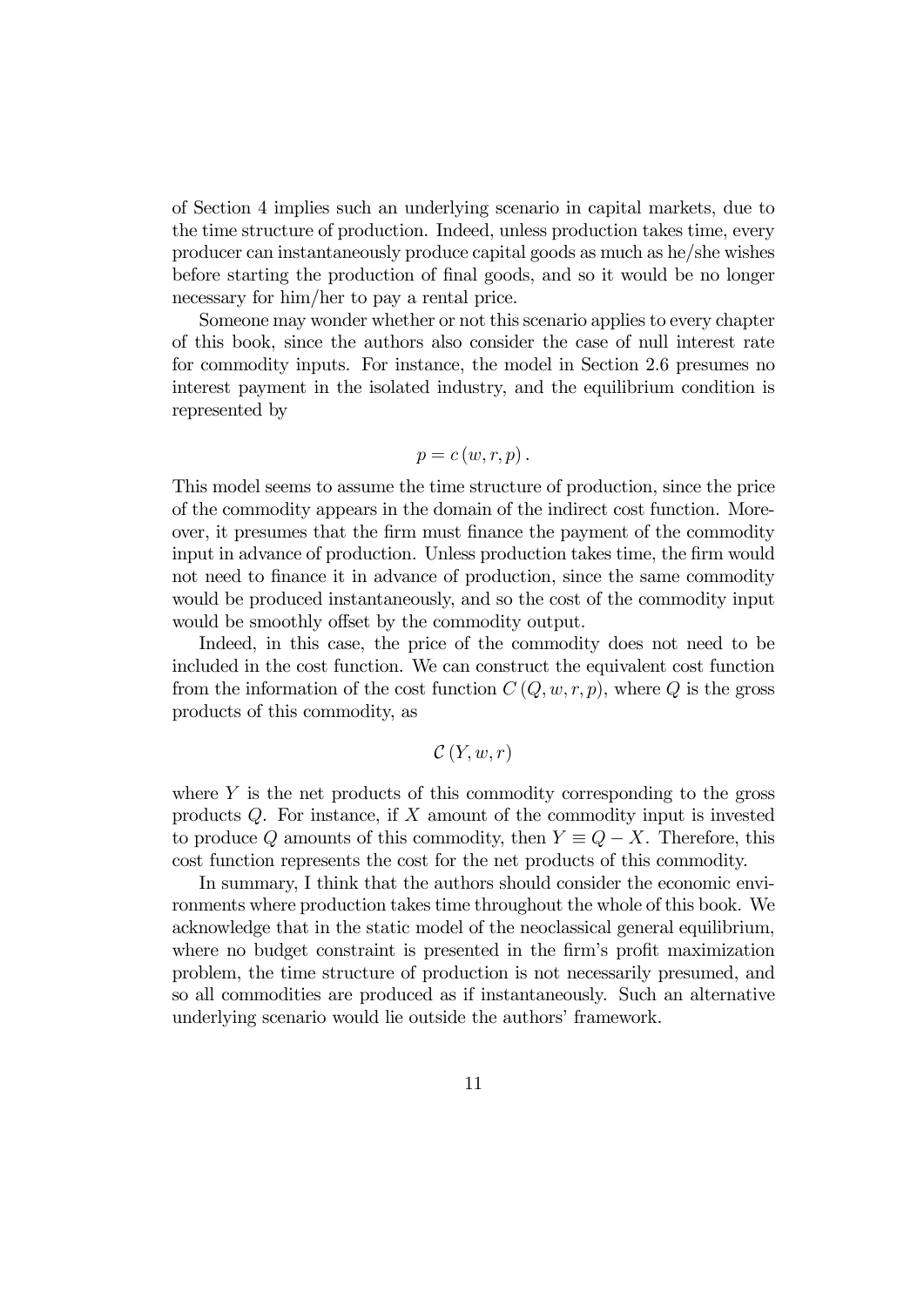of Section 4 implies such an underlying scenario in capital markets, due to the time structure of production. Indeed, unless production takes time, every producer can instantaneously produce capital goods as much as he/she wishes before starting the production of final goods, and so it would be no longer necessary for him/her to pay a rental price.

Someone may wonder whether or not this scenario applies to every chapter of this book, since the authors also consider the case of null interest rate for commodity inputs. For instance, the model in Section 2.6 presumes no interest payment in the isolated industry, and the equilibrium condition is represented by

$$p = c(w, r, p).$$

This model seems to assume the time structure of production, since the price of the commodity appears in the domain of the indirect cost function. Moreover, it presumes that the firm must finance the payment of the commodity input in advance of production. Unless production takes time, the firm would not need to finance it in advance of production, since the same commodity would be produced instantaneously, and so the cost of the commodity input would be smoothly offset by the commodity output.

Indeed, in this case, the price of the commodity does not need to be included in the cost function. We can construct the equivalent cost function from the information of the cost function $C(Q, w, r, p)$, where $Q$ is the gross products of this commodity, as

$$\mathcal{C}(Y, w, r)$$

where $Y$ is the net products of this commodity corresponding to the gross products $Q$. For instance, if $X$ amount of the commodity input is invested to produce $Q$ amounts of this commodity, then $Y \equiv Q - X$. Therefore, this cost function represents the cost for the net products of this commodity.

In summary, I think that the authors should consider the economic environments where production takes time throughout the whole of this book. We acknowledge that in the static model of the neoclassical general equilibrium, where no budget constraint is presented in the firm's profit maximization problem, the time structure of production is not necessarily presumed, and so all commodities are produced as if instantaneously. Such an alternative underlying scenario would lie outside the authors' framework.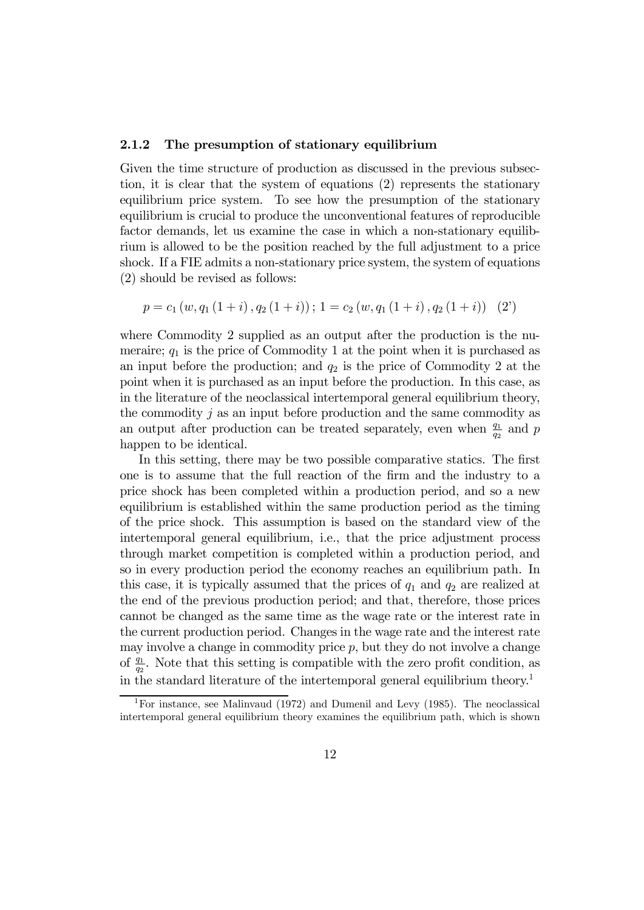### 2.1.2 The presumption of stationary equilibrium

Given the time structure of production as discussed in the previous subsection, it is clear that the system of equations (2) represents the stationary equilibrium price system. To see how the presumption of the stationary equilibrium is crucial to produce the unconventional features of reproducible factor demands, let us examine the case in which a non-stationary equilibrium is allowed to be the position reached by the full adjustment to a price shock. If a FIE admits a non-stationary price system, the system of equations (2) should be revised as follows:

$$p = c_1\left(w, q_1\left(1+i\right), q_2\left(1+i\right)\right); \; 1 = c_2\left(w, q_1\left(1+i\right), q_2\left(1+i\right)\right) \quad \text{(2')}$$

where Commodity 2 supplied as an output after the production is the numeraire; $q_1$ is the price of Commodity 1 at the point when it is purchased as an input before the production; and $q_2$ is the price of Commodity 2 at the point when it is purchased as an input before the production. In this case, as in the literature of the neoclassical intertemporal general equilibrium theory, the commodity $j$ as an input before production and the same commodity as an output after production can be treated separately, even when $\frac{q_1}{q_2}$ and $p$ happen to be identical.

In this setting, there may be two possible comparative statics. The first one is to assume that the full reaction of the firm and the industry to a price shock has been completed within a production period, and so a new equilibrium is established within the same production period as the timing of the price shock. This assumption is based on the standard view of the intertemporal general equilibrium, i.e., that the price adjustment process through market competition is completed within a production period, and so in every production period the economy reaches an equilibrium path. In this case, it is typically assumed that the prices of $q_1$ and $q_2$ are realized at the end of the previous production period; and that, therefore, those prices cannot be changed as the same time as the wage rate or the interest rate in the current production period. Changes in the wage rate and the interest rate may involve a change in commodity price $p$, but they do not involve a change of $\frac{q_1}{q_2}$. Note that this setting is compatible with the zero profit condition, as in the standard literature of the intertemporal general equilibrium theory.[1]

[1] For instance, see Malinvaud (1972) and Dumenil and Levy (1985). The neoclassical intertemporal general equilibrium theory examines the equilibrium path, which is shown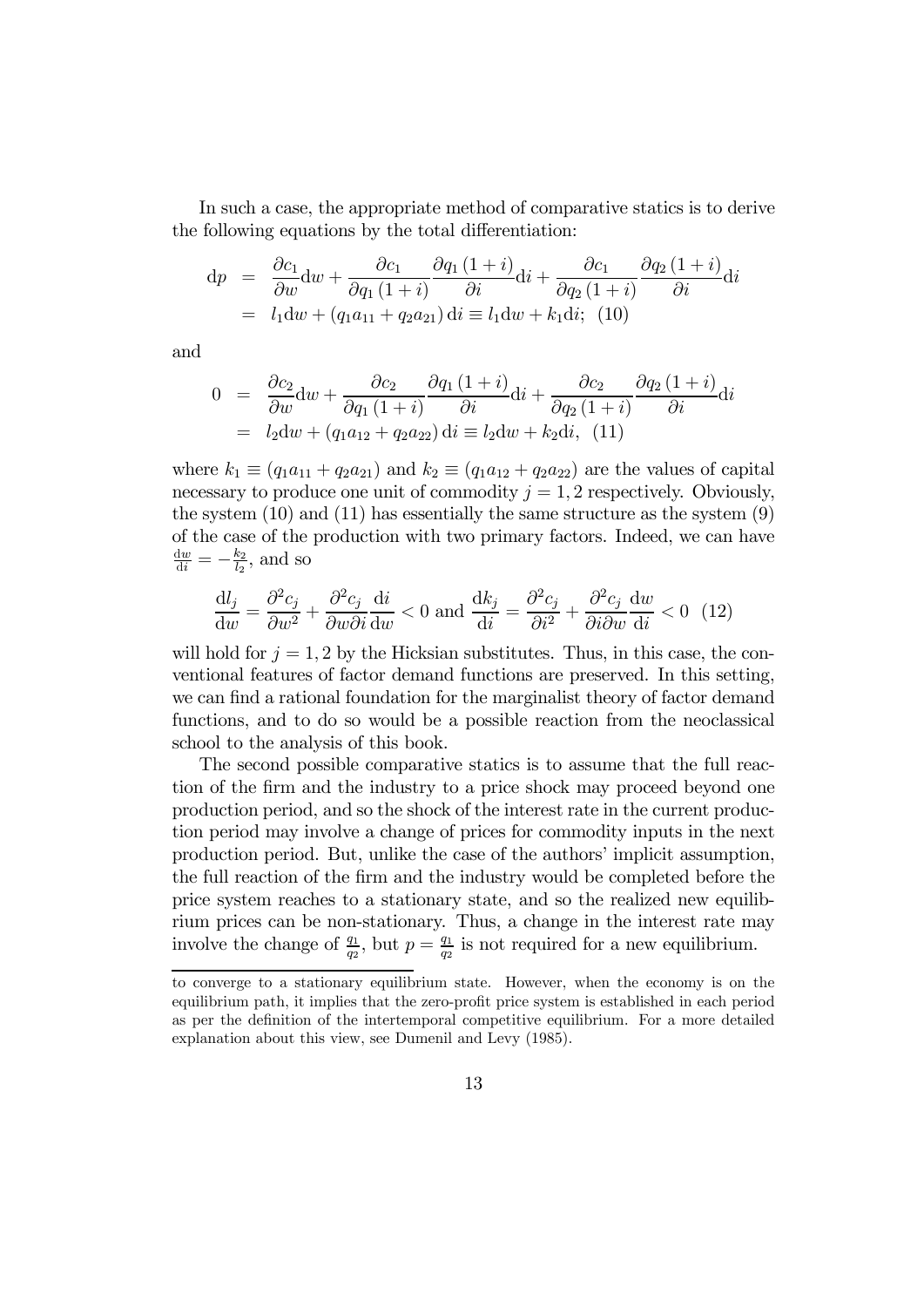In such a case, the appropriate method of comparative statics is to derive the following equations by the total differentiation:

$$
\begin{aligned}
\mathrm{d}p &= \frac{\partial c_1}{\partial w}\mathrm{d}w + \frac{\partial c_1}{\partial q_1(1+i)}\frac{\partial q_1(1+i)}{\partial i}\mathrm{d}i + \frac{\partial c_1}{\partial q_2(1+i)}\frac{\partial q_2(1+i)}{\partial i}\mathrm{d}i \\
&= l_1\mathrm{d}w + (q_1 a_{11} + q_2 a_{21})\,\mathrm{d}i \equiv l_1\mathrm{d}w + k_1\mathrm{d}i; \quad (10)
\end{aligned}
$$

and

$$
\begin{aligned}
0 &= \frac{\partial c_2}{\partial w}\mathrm{d}w + \frac{\partial c_2}{\partial q_1(1+i)}\frac{\partial q_1(1+i)}{\partial i}\mathrm{d}i + \frac{\partial c_2}{\partial q_2(1+i)}\frac{\partial q_2(1+i)}{\partial i}\mathrm{d}i \\
&= l_2\mathrm{d}w + (q_1 a_{12} + q_2 a_{22})\,\mathrm{d}i \equiv l_2\mathrm{d}w + k_2\mathrm{d}i, \quad (11)
\end{aligned}
$$

where $k_1 \equiv (q_1 a_{11} + q_2 a_{21})$ and $k_2 \equiv (q_1 a_{12} + q_2 a_{22})$ are the values of capital necessary to produce one unit of commodity $j = 1, 2$ respectively. Obviously, the system (10) and (11) has essentially the same structure as the system (9) of the case of the production with two primary factors. Indeed, we can have $\frac{\mathrm{d}w}{\mathrm{d}i} = -\frac{k_2}{l_2}$, and so

$$
\frac{\mathrm{d}l_j}{\mathrm{d}w} = \frac{\partial^2 c_j}{\partial w^2} + \frac{\partial^2 c_j}{\partial w \partial i}\frac{\mathrm{d}i}{\mathrm{d}w} < 0 \text{ and } \frac{\mathrm{d}k_j}{\mathrm{d}i} = \frac{\partial^2 c_j}{\partial i^2} + \frac{\partial^2 c_j}{\partial i \partial w}\frac{\mathrm{d}w}{\mathrm{d}i} < 0 \quad (12)
$$

will hold for $j = 1, 2$ by the Hicksian substitutes. Thus, in this case, the conventional features of factor demand functions are preserved. In this setting, we can find a rational foundation for the marginalist theory of factor demand functions, and to do so would be a possible reaction from the neoclassical school to the analysis of this book.

The second possible comparative statics is to assume that the full reaction of the firm and the industry to a price shock may proceed beyond one production period, and so the shock of the interest rate in the current production period may involve a change of prices for commodity inputs in the next production period. But, unlike the case of the authors' implicit assumption, the full reaction of the firm and the industry would be completed before the price system reaches to a stationary state, and so the realized new equilibrium prices can be non-stationary. Thus, a change in the interest rate may involve the change of $\frac{q_1}{q_2}$, but $p = \frac{q_1}{q_2}$ is not required for a new equilibrium.

---

to converge to a stationary equilibrium state. However, when the economy is on the equilibrium path, it implies that the zero-profit price system is established in each period as per the definition of the intertemporal competitive equilibrium. For a more detailed explanation about this view, see Dumenil and Levy (1985).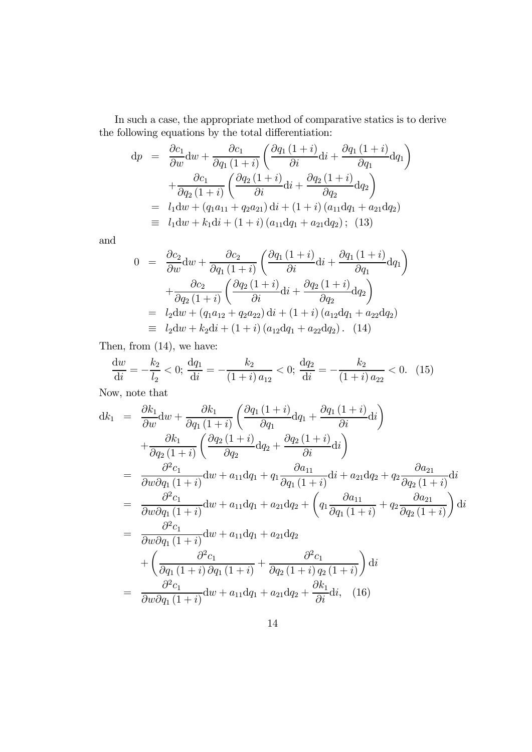In such a case, the appropriate method of comparative statics is to derive the following equations by the total differentiation:

$$
\begin{aligned}
\mathrm{d}p &= \frac{\partial c_1}{\partial w}\mathrm{d}w + \frac{\partial c_1}{\partial q_1(1+i)}\left(\frac{\partial q_1(1+i)}{\partial i}\mathrm{d}i + \frac{\partial q_1(1+i)}{\partial q_1}\mathrm{d}q_1\right) \\
&\quad + \frac{\partial c_1}{\partial q_2(1+i)}\left(\frac{\partial q_2(1+i)}{\partial i}\mathrm{d}i + \frac{\partial q_2(1+i)}{\partial q_2}\mathrm{d}q_2\right) \\
&= l_1\mathrm{d}w + (q_1a_{11} + q_2a_{21})\,\mathrm{d}i + (1+i)(a_{11}\mathrm{d}q_1 + a_{21}\mathrm{d}q_2) \\
&\equiv l_1\mathrm{d}w + k_1\mathrm{d}i + (1+i)(a_{11}\mathrm{d}q_1 + a_{21}\mathrm{d}q_2); \quad (13)
\end{aligned}
$$

and

$$
\begin{aligned}
0 &= \frac{\partial c_2}{\partial w}\mathrm{d}w + \frac{\partial c_2}{\partial q_1(1+i)}\left(\frac{\partial q_1(1+i)}{\partial i}\mathrm{d}i + \frac{\partial q_1(1+i)}{\partial q_1}\mathrm{d}q_1\right) \\
&\quad + \frac{\partial c_2}{\partial q_2(1+i)}\left(\frac{\partial q_2(1+i)}{\partial i}\mathrm{d}i + \frac{\partial q_2(1+i)}{\partial q_2}\mathrm{d}q_2\right) \\
&= l_2\mathrm{d}w + (q_1a_{12} + q_2a_{22})\,\mathrm{d}i + (1+i)(a_{12}\mathrm{d}q_1 + a_{22}\mathrm{d}q_2) \\
&\equiv l_2\mathrm{d}w + k_2\mathrm{d}i + (1+i)(a_{12}\mathrm{d}q_1 + a_{22}\mathrm{d}q_2). \quad (14)
\end{aligned}
$$

Then, from (14), we have:

$$
\frac{\mathrm{d}w}{\mathrm{d}i} = -\frac{k_2}{l_2} < 0; \; \frac{\mathrm{d}q_1}{\mathrm{d}i} = -\frac{k_2}{(1+i)\,a_{12}} < 0; \; \frac{\mathrm{d}q_2}{\mathrm{d}i} = -\frac{k_2}{(1+i)\,a_{22}} < 0. \quad (15)
$$

Now, note that

$$
\begin{aligned}
\mathrm{d}k_1 &= \frac{\partial k_1}{\partial w}\mathrm{d}w + \frac{\partial k_1}{\partial q_1(1+i)}\left(\frac{\partial q_1(1+i)}{\partial q_1}\mathrm{d}q_1 + \frac{\partial q_1(1+i)}{\partial i}\mathrm{d}i\right) \\
&\quad + \frac{\partial k_1}{\partial q_2(1+i)}\left(\frac{\partial q_2(1+i)}{\partial q_2}\mathrm{d}q_2 + \frac{\partial q_2(1+i)}{\partial i}\mathrm{d}i\right) \\
&= \frac{\partial^2 c_1}{\partial w \partial q_1(1+i)}\mathrm{d}w + a_{11}\mathrm{d}q_1 + q_1\frac{\partial a_{11}}{\partial q_1(1+i)}\mathrm{d}i + a_{21}\mathrm{d}q_2 + q_2\frac{\partial a_{21}}{\partial q_2(1+i)}\mathrm{d}i \\
&= \frac{\partial^2 c_1}{\partial w \partial q_1(1+i)}\mathrm{d}w + a_{11}\mathrm{d}q_1 + a_{21}\mathrm{d}q_2 + \left(q_1\frac{\partial a_{11}}{\partial q_1(1+i)} + q_2\frac{\partial a_{21}}{\partial q_2(1+i)}\right)\mathrm{d}i \\
&= \frac{\partial^2 c_1}{\partial w \partial q_1(1+i)}\mathrm{d}w + a_{11}\mathrm{d}q_1 + a_{21}\mathrm{d}q_2 \\
&\quad + \left(\frac{\partial^2 c_1}{\partial q_1(1+i)\,\partial q_1(1+i)} + \frac{\partial^2 c_1}{\partial q_2(1+i)\,q_2(1+i)}\right)\mathrm{d}i \\
&= \frac{\partial^2 c_1}{\partial w \partial q_1(1+i)}\mathrm{d}w + a_{11}\mathrm{d}q_1 + a_{21}\mathrm{d}q_2 + \frac{\partial k_1}{\partial i}\mathrm{d}i, \quad (16)
\end{aligned}
$$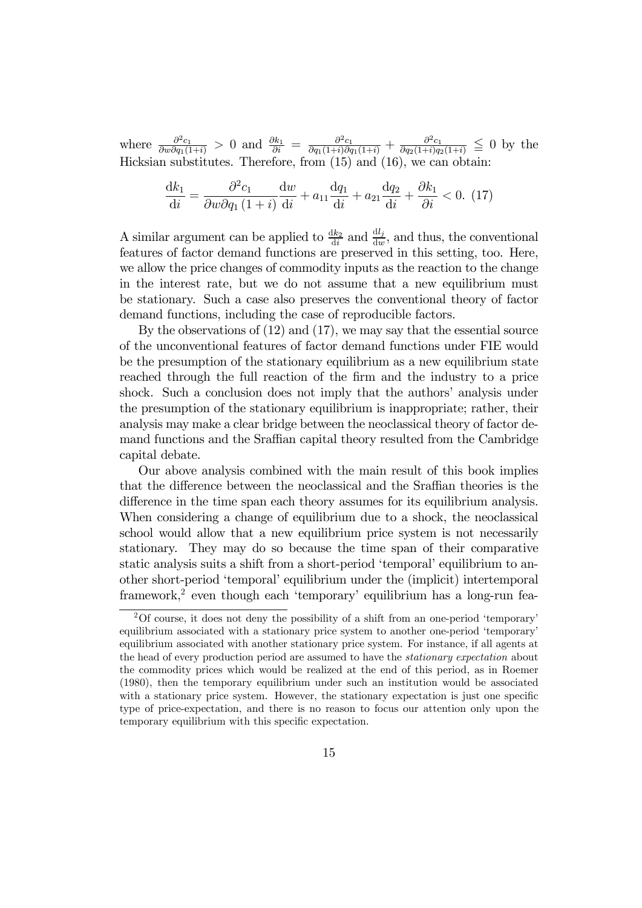where $\frac{\partial^2 c_1}{\partial w \partial q_1(1+i)} > 0$ and $\frac{\partial k_1}{\partial i} = \frac{\partial^2 c_1}{\partial q_1(1+i)\partial q_1(1+i)} + \frac{\partial^2 c_1}{\partial q_2(1+i)q_2(1+i)} \leqq 0$ by the Hicksian substitutes. Therefore, from (15) and (16), we can obtain:

$$\frac{\mathrm{d}k_1}{\mathrm{d}i} = \frac{\partial^2 c_1}{\partial w \partial q_1 (1+i)} \frac{\mathrm{d}w}{\mathrm{d}i} + a_{11} \frac{\mathrm{d}q_1}{\mathrm{d}i} + a_{21} \frac{\mathrm{d}q_2}{\mathrm{d}i} + \frac{\partial k_1}{\partial i} < 0. \tag{17}$$

A similar argument can be applied to $\frac{\mathrm{d}k_2}{\mathrm{d}i}$ and $\frac{\mathrm{d}l_j}{\mathrm{d}w}$, and thus, the conventional features of factor demand functions are preserved in this setting, too. Here, we allow the price changes of commodity inputs as the reaction to the change in the interest rate, but we do not assume that a new equilibrium must be stationary. Such a case also preserves the conventional theory of factor demand functions, including the case of reproducible factors.

By the observations of (12) and (17), we may say that the essential source of the unconventional features of factor demand functions under FIE would be the presumption of the stationary equilibrium as a new equilibrium state reached through the full reaction of the firm and the industry to a price shock. Such a conclusion does not imply that the authors' analysis under the presumption of the stationary equilibrium is inappropriate; rather, their analysis may make a clear bridge between the neoclassical theory of factor demand functions and the Sraffian capital theory resulted from the Cambridge capital debate.

Our above analysis combined with the main result of this book implies that the difference between the neoclassical and the Sraffian theories is the difference in the time span each theory assumes for its equilibrium analysis. When considering a change of equilibrium due to a shock, the neoclassical school would allow that a new equilibrium price system is not necessarily stationary. They may do so because the time span of their comparative static analysis suits a shift from a short-period 'temporal' equilibrium to another short-period 'temporal' equilibrium under the (implicit) intertemporal framework,[2] even though each 'temporary' equilibrium has a long-run fea-

[2] Of course, it does not deny the possibility of a shift from an one-period 'temporary' equilibrium associated with a stationary price system to another one-period 'temporary' equilibrium associated with another stationary price system. For instance, if all agents at the head of every production period are assumed to have the *stationary expectation* about the commodity prices which would be realized at the end of this period, as in Roemer (1980), then the temporary equilibrium under such an institution would be associated with a stationary price system. However, the stationary expectation is just one specific type of price-expectation, and there is no reason to focus our attention only upon the temporary equilibrium with this specific expectation.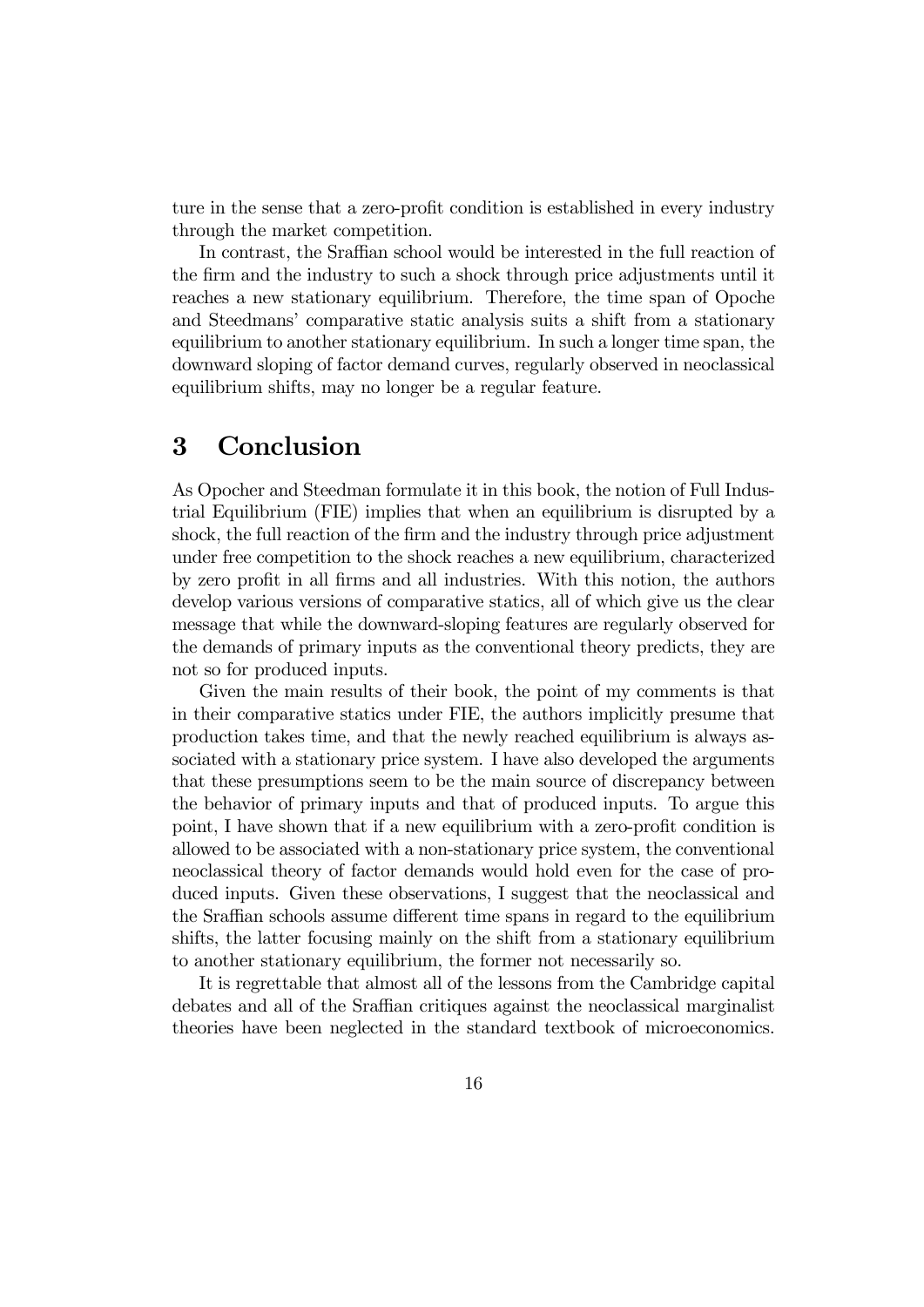ture in the sense that a zero-profit condition is established in every industry through the market competition.

In contrast, the Sraffian school would be interested in the full reaction of the firm and the industry to such a shock through price adjustments until it reaches a new stationary equilibrium. Therefore, the time span of Opoche and Steedmans' comparative static analysis suits a shift from a stationary equilibrium to another stationary equilibrium. In such a longer time span, the downward sloping of factor demand curves, regularly observed in neoclassical equilibrium shifts, may no longer be a regular feature.

# 3 Conclusion

As Opocher and Steedman formulate it in this book, the notion of Full Industrial Equilibrium (FIE) implies that when an equilibrium is disrupted by a shock, the full reaction of the firm and the industry through price adjustment under free competition to the shock reaches a new equilibrium, characterized by zero profit in all firms and all industries. With this notion, the authors develop various versions of comparative statics, all of which give us the clear message that while the downward-sloping features are regularly observed for the demands of primary inputs as the conventional theory predicts, they are not so for produced inputs.

Given the main results of their book, the point of my comments is that in their comparative statics under FIE, the authors implicitly presume that production takes time, and that the newly reached equilibrium is always associated with a stationary price system. I have also developed the arguments that these presumptions seem to be the main source of discrepancy between the behavior of primary inputs and that of produced inputs. To argue this point, I have shown that if a new equilibrium with a zero-profit condition is allowed to be associated with a non-stationary price system, the conventional neoclassical theory of factor demands would hold even for the case of produced inputs. Given these observations, I suggest that the neoclassical and the Sraffian schools assume different time spans in regard to the equilibrium shifts, the latter focusing mainly on the shift from a stationary equilibrium to another stationary equilibrium, the former not necessarily so.

It is regrettable that almost all of the lessons from the Cambridge capital debates and all of the Sraffian critiques against the neoclassical marginalist theories have been neglected in the standard textbook of microeconomics.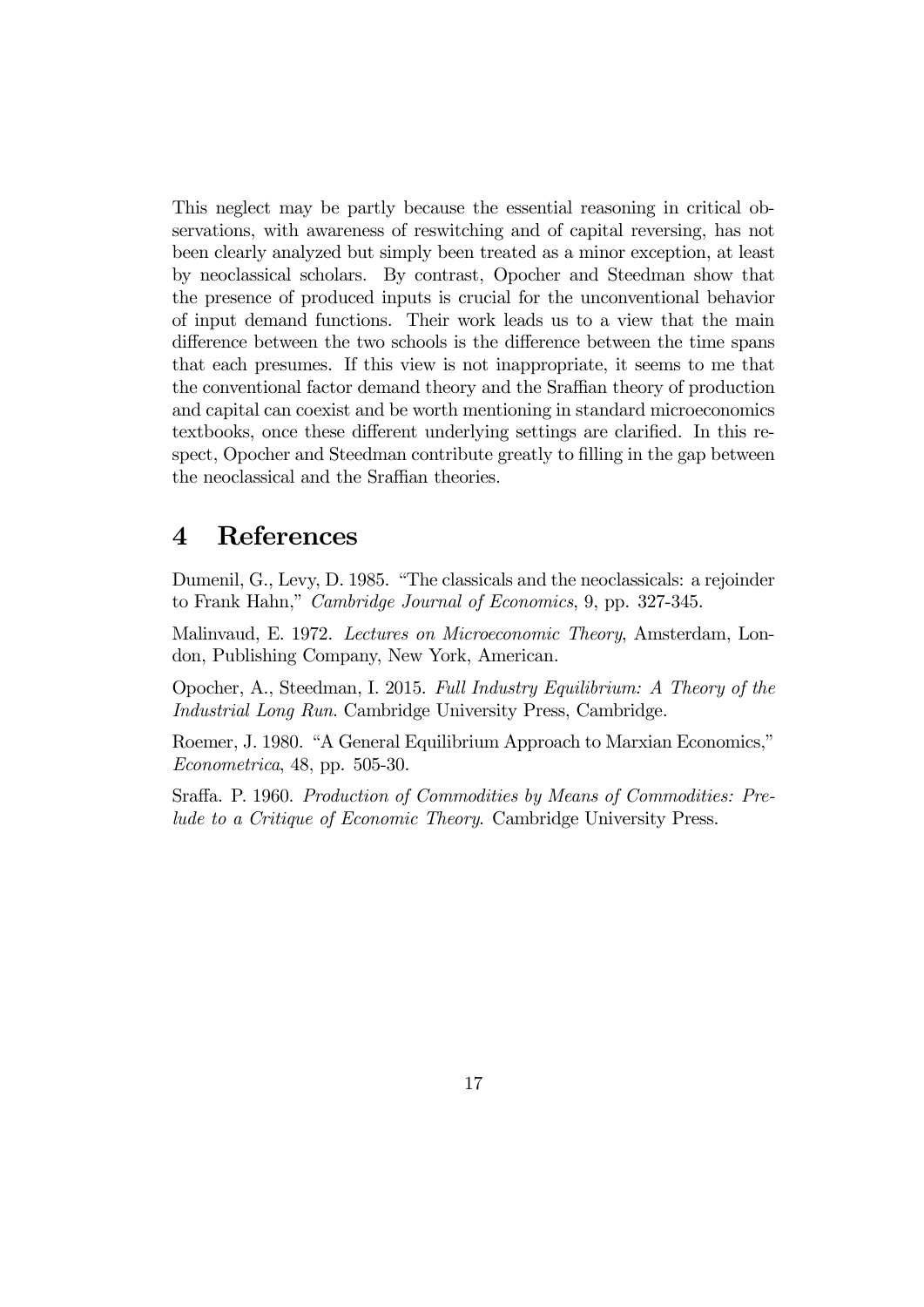This neglect may be partly because the essential reasoning in critical observations, with awareness of reswitching and of capital reversing, has not been clearly analyzed but simply been treated as a minor exception, at least by neoclassical scholars. By contrast, Opocher and Steedman show that the presence of produced inputs is crucial for the unconventional behavior of input demand functions. Their work leads us to a view that the main difference between the two schools is the difference between the time spans that each presumes. If this view is not inappropriate, it seems to me that the conventional factor demand theory and the Sraffian theory of production and capital can coexist and be worth mentioning in standard microeconomics textbooks, once these different underlying settings are clarified. In this respect, Opocher and Steedman contribute greatly to filling in the gap between the neoclassical and the Sraffian theories.

# 4 References

Dumenil, G., Levy, D. 1985. "The classicals and the neoclassicals: a rejoinder to Frank Hahn," *Cambridge Journal of Economics*, 9, pp. 327-345.

Malinvaud, E. 1972. *Lectures on Microeconomic Theory*, Amsterdam, London, Publishing Company, New York, American.

Opocher, A., Steedman, I. 2015. *Full Industry Equilibrium: A Theory of the Industrial Long Run*. Cambridge University Press, Cambridge.

Roemer, J. 1980. "A General Equilibrium Approach to Marxian Economics," *Econometrica*, 48, pp. 505-30.

Sraffa. P. 1960. *Production of Commodities by Means of Commodities: Prelude to a Critique of Economic Theory*. Cambridge University Press.